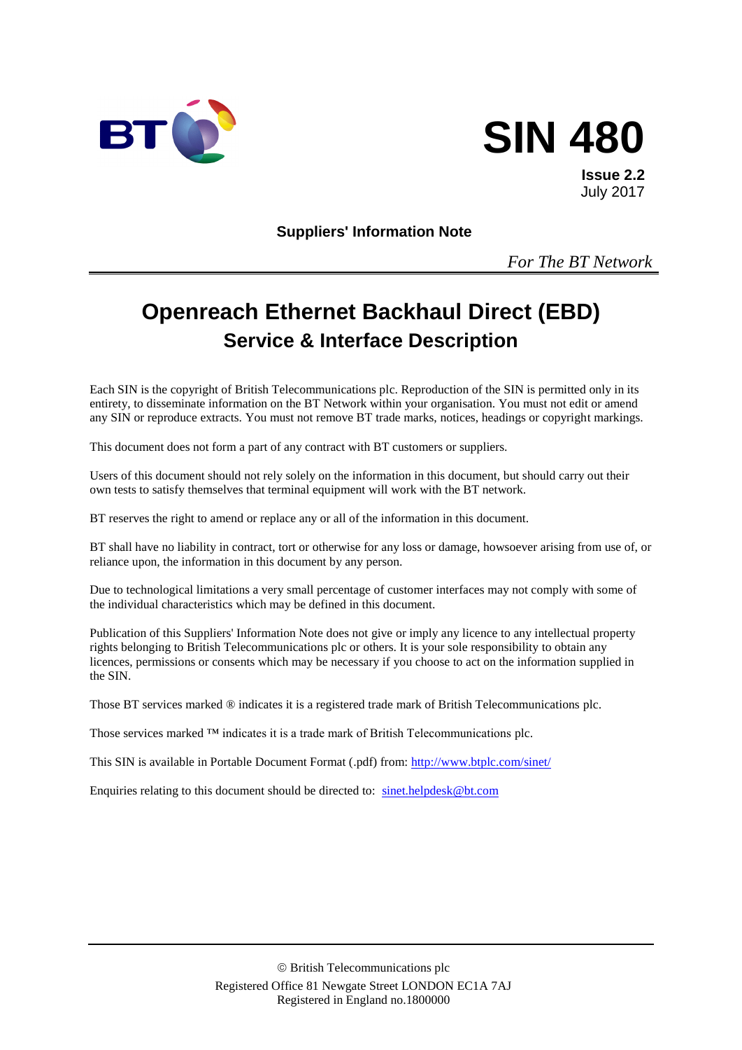# SIN 480

**Issue 2.2**
July 2017

**Suppliers' Information Note**

*For The BT Network*

# Openreach Ethernet Backhaul Direct (EBD)

## Service & Interface Description

Each SIN is the copyright of British Telecommunications plc. Reproduction of the SIN is permitted only in its entirety, to disseminate information on the BT Network within your organisation. You must not edit or amend any SIN or reproduce extracts. You must not remove BT trade marks, notices, headings or copyright markings.

This document does not form a part of any contract with BT customers or suppliers.

Users of this document should not rely solely on the information in this document, but should carry out their own tests to satisfy themselves that terminal equipment will work with the BT network.

BT reserves the right to amend or replace any or all of the information in this document.

BT shall have no liability in contract, tort or otherwise for any loss or damage, howsoever arising from use of, or reliance upon, the information in this document by any person.

Due to technological limitations a very small percentage of customer interfaces may not comply with some of the individual characteristics which may be defined in this document.

Publication of this Suppliers' Information Note does not give or imply any licence to any intellectual property rights belonging to British Telecommunications plc or others. It is your sole responsibility to obtain any licences, permissions or consents which may be necessary if you choose to act on the information supplied in the SIN.

Those BT services marked ® indicates it is a registered trade mark of British Telecommunications plc.

Those services marked ™ indicates it is a trade mark of British Telecommunications plc.

This SIN is available in Portable Document Format (.pdf) from: http://www.btplc.com/sinet/

Enquiries relating to this document should be directed to: sinet.helpdesk@bt.com

© British Telecommunications plc
Registered Office 81 Newgate Street LONDON EC1A 7AJ
Registered in England no.1800000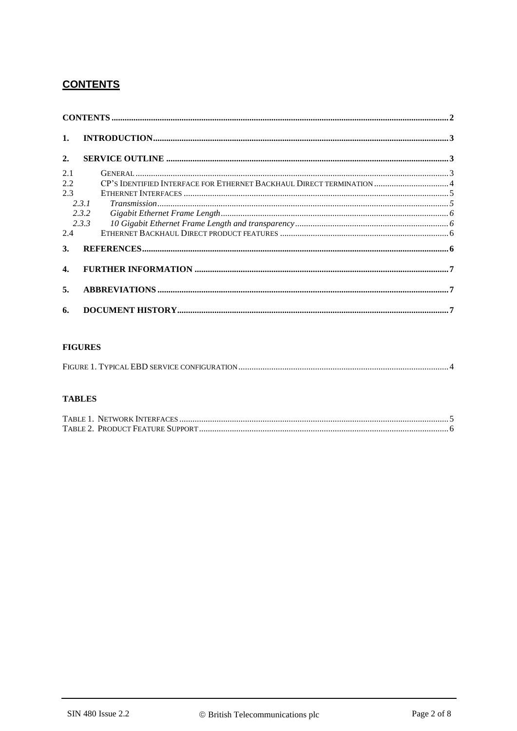# CONTENTS

CONTENTS ........................................................................................................................................ 2

1. INTRODUCTION ...................................................................................................................... 3

2. SERVICE OUTLINE ................................................................................................................ 3

2.1 GENERAL ........................................................................................................................ 3
2.2 CP'S IDENTIFIED INTERFACE FOR ETHERNET BACKHAUL DIRECT TERMINATION .................................. 4
2.3 ETHERNET INTERFACES ................................................................................................ 5
  2.3.1 *Transmission* ........................................................................................................ 5
  2.3.2 *Gigabit Ethernet Frame Length* ............................................................................ 6
  2.3.3 *10 Gigabit Ethernet Frame Length and transparency* ........................................... 6
2.4 ETHERNET BACKHAUL DIRECT PRODUCT FEATURES .................................................... 6

3. REFERENCES ........................................................................................................................... 6

4. FURTHER INFORMATION ...................................................................................................... 7

5. ABBREVIATIONS ..................................................................................................................... 7

6. DOCUMENT HISTORY ............................................................................................................. 7

**FIGURES**

FIGURE 1. TYPICAL EBD SERVICE CONFIGURATION ..................................................................... 4

**TABLES**

TABLE 1. NETWORK INTERFACES ................................................................................................ 5
TABLE 2. PRODUCT FEATURE SUPPORT ........................................................................................ 6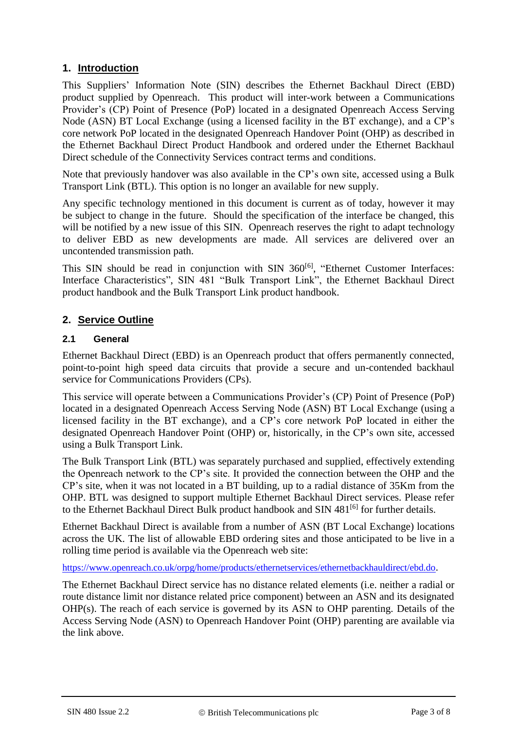## 1. Introduction

This Suppliers' Information Note (SIN) describes the Ethernet Backhaul Direct (EBD) product supplied by Openreach. This product will inter-work between a Communications Provider's (CP) Point of Presence (PoP) located in a designated Openreach Access Serving Node (ASN) BT Local Exchange (using a licensed facility in the BT exchange), and a CP's core network PoP located in the designated Openreach Handover Point (OHP) as described in the Ethernet Backhaul Direct Product Handbook and ordered under the Ethernet Backhaul Direct schedule of the Connectivity Services contract terms and conditions.

Note that previously handover was also available in the CP's own site, accessed using a Bulk Transport Link (BTL). This option is no longer an available for new supply.

Any specific technology mentioned in this document is current as of today, however it may be subject to change in the future. Should the specification of the interface be changed, this will be notified by a new issue of this SIN. Openreach reserves the right to adapt technology to deliver EBD as new developments are made. All services are delivered over an uncontended transmission path.

This SIN should be read in conjunction with SIN 360[6], "Ethernet Customer Interfaces: Interface Characteristics", SIN 481 "Bulk Transport Link", the Ethernet Backhaul Direct product handbook and the Bulk Transport Link product handbook.

## 2. Service Outline

### 2.1 General

Ethernet Backhaul Direct (EBD) is an Openreach product that offers permanently connected, point-to-point high speed data circuits that provide a secure and un-contended backhaul service for Communications Providers (CPs).

This service will operate between a Communications Provider's (CP) Point of Presence (PoP) located in a designated Openreach Access Serving Node (ASN) BT Local Exchange (using a licensed facility in the BT exchange), and a CP's core network PoP located in either the designated Openreach Handover Point (OHP) or, historically, in the CP's own site, accessed using a Bulk Transport Link.

The Bulk Transport Link (BTL) was separately purchased and supplied, effectively extending the Openreach network to the CP's site. It provided the connection between the OHP and the CP's site, when it was not located in a BT building, up to a radial distance of 35Km from the OHP. BTL was designed to support multiple Ethernet Backhaul Direct services. Please refer to the Ethernet Backhaul Direct Bulk product handbook and SIN 481[6] for further details.

Ethernet Backhaul Direct is available from a number of ASN (BT Local Exchange) locations across the UK. The list of allowable EBD ordering sites and those anticipated to be live in a rolling time period is available via the Openreach web site:

https://www.openreach.co.uk/orpg/home/products/ethernetservices/ethernetbackhauldirect/ebd.do.

The Ethernet Backhaul Direct service has no distance related elements (i.e. neither a radial or route distance limit nor distance related price component) between an ASN and its designated OHP(s). The reach of each service is governed by its ASN to OHP parenting. Details of the Access Serving Node (ASN) to Openreach Handover Point (OHP) parenting are available via the link above.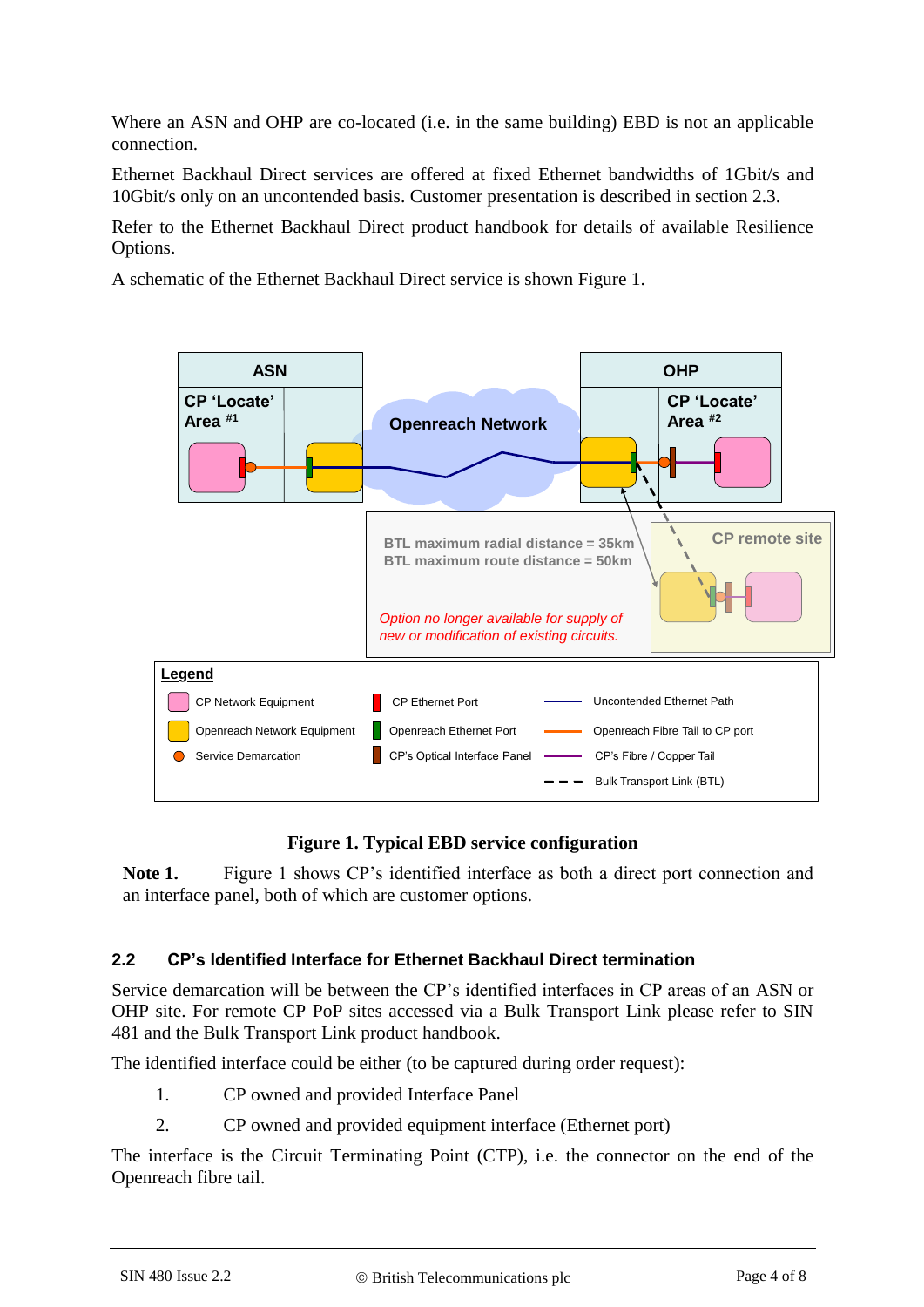Where an ASN and OHP are co-located (i.e. in the same building) EBD is not an applicable connection.

Ethernet Backhaul Direct services are offered at fixed Ethernet bandwidths of 1Gbit/s and 10Gbit/s only on an uncontended basis. Customer presentation is described in section 2.3.

Refer to the Ethernet Backhaul Direct product handbook for details of available Resilience Options.

A schematic of the Ethernet Backhaul Direct service is shown Figure 1.

**Figure 1. Typical EBD service configuration**

**Note 1.** Figure 1 shows CP's identified interface as both a direct port connection and an interface panel, both of which are customer options.

### 2.2 CP's Identified Interface for Ethernet Backhaul Direct termination

Service demarcation will be between the CP's identified interfaces in CP areas of an ASN or OHP site. For remote CP PoP sites accessed via a Bulk Transport Link please refer to SIN 481 and the Bulk Transport Link product handbook.

The identified interface could be either (to be captured during order request):

1. CP owned and provided Interface Panel
2. CP owned and provided equipment interface (Ethernet port)

The interface is the Circuit Terminating Point (CTP), i.e. the connector on the end of the Openreach fibre tail.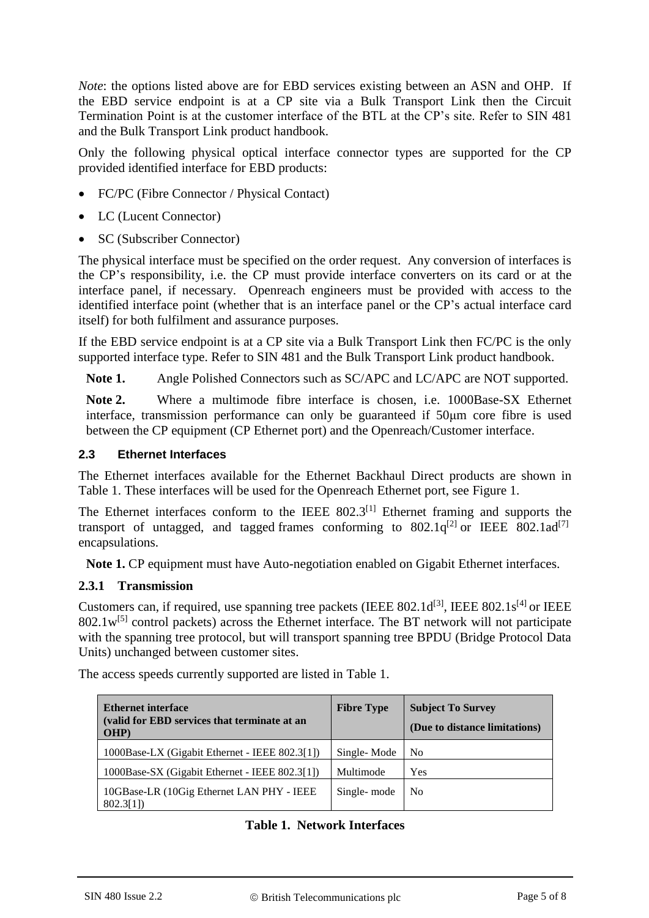*Note*: the options listed above are for EBD services existing between an ASN and OHP. If the EBD service endpoint is at a CP site via a Bulk Transport Link then the Circuit Termination Point is at the customer interface of the BTL at the CP's site. Refer to SIN 481 and the Bulk Transport Link product handbook.

Only the following physical optical interface connector types are supported for the CP provided identified interface for EBD products:

- FC/PC (Fibre Connector / Physical Contact)
- LC (Lucent Connector)
- SC (Subscriber Connector)

The physical interface must be specified on the order request. Any conversion of interfaces is the CP's responsibility, i.e. the CP must provide interface converters on its card or at the interface panel, if necessary. Openreach engineers must be provided with access to the identified interface point (whether that is an interface panel or the CP's actual interface card itself) for both fulfilment and assurance purposes.

If the EBD service endpoint is at a CP site via a Bulk Transport Link then FC/PC is the only supported interface type. Refer to SIN 481 and the Bulk Transport Link product handbook.

**Note 1.** Angle Polished Connectors such as SC/APC and LC/APC are NOT supported.

**Note 2.** Where a multimode fibre interface is chosen, i.e. 1000Base-SX Ethernet interface, transmission performance can only be guaranteed if 50μm core fibre is used between the CP equipment (CP Ethernet port) and the Openreach/Customer interface.

### 2.3 Ethernet Interfaces

The Ethernet interfaces available for the Ethernet Backhaul Direct products are shown in Table 1. These interfaces will be used for the Openreach Ethernet port, see Figure 1.

The Ethernet interfaces conform to the IEEE 802.3[1] Ethernet framing and supports the transport of untagged, and tagged frames conforming to 802.1q[2] or IEEE 802.1ad[7] encapsulations.

**Note 1.** CP equipment must have Auto-negotiation enabled on Gigabit Ethernet interfaces.

#### 2.3.1 Transmission

Customers can, if required, use spanning tree packets (IEEE 802.1d[3], IEEE 802.1s[4] or IEEE 802.1w[5] control packets) across the Ethernet interface. The BT network will not participate with the spanning tree protocol, but will transport spanning tree BPDU (Bridge Protocol Data Units) unchanged between customer sites.

The access speeds currently supported are listed in Table 1.

| **Ethernet interface (valid for EBD services that terminate at an OHP)** | **Fibre Type** | **Subject To Survey (Due to distance limitations)** |
|---|---|---|
| 1000Base-LX (Gigabit Ethernet - IEEE 802.3[1]) | Single- Mode | No |
| 1000Base-SX (Gigabit Ethernet - IEEE 802.3[1]) | Multimode | Yes |
| 10GBase-LR (10Gig Ethernet LAN PHY - IEEE 802.3[1]) | Single- mode | No |

**Table 1. Network Interfaces**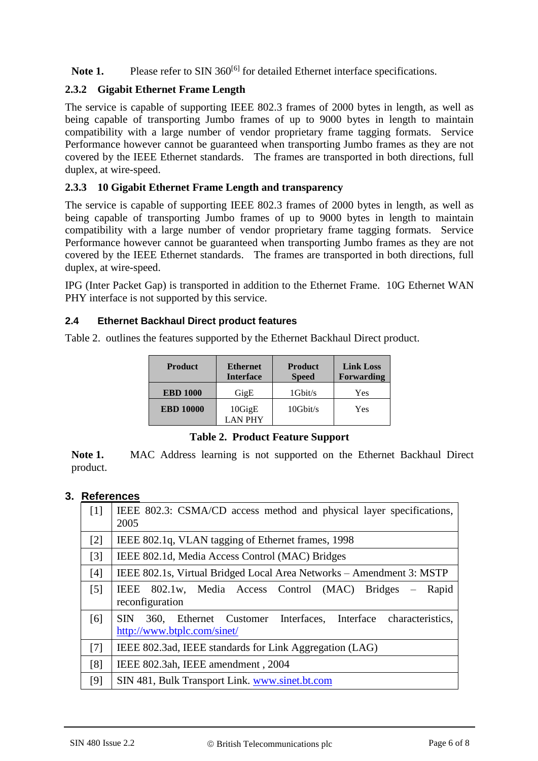**Note 1.** Please refer to SIN 360[6] for detailed Ethernet interface specifications.

### 2.3.2 Gigabit Ethernet Frame Length

The service is capable of supporting IEEE 802.3 frames of 2000 bytes in length, as well as being capable of transporting Jumbo frames of up to 9000 bytes in length to maintain compatibility with a large number of vendor proprietary frame tagging formats. Service Performance however cannot be guaranteed when transporting Jumbo frames as they are not covered by the IEEE Ethernet standards. The frames are transported in both directions, full duplex, at wire-speed.

### 2.3.3 10 Gigabit Ethernet Frame Length and transparency

The service is capable of supporting IEEE 802.3 frames of 2000 bytes in length, as well as being capable of transporting Jumbo frames of up to 9000 bytes in length to maintain compatibility with a large number of vendor proprietary frame tagging formats. Service Performance however cannot be guaranteed when transporting Jumbo frames as they are not covered by the IEEE Ethernet standards. The frames are transported in both directions, full duplex, at wire-speed.

IPG (Inter Packet Gap) is transported in addition to the Ethernet Frame. 10G Ethernet WAN PHY interface is not supported by this service.

## 2.4 Ethernet Backhaul Direct product features

Table 2. outlines the features supported by the Ethernet Backhaul Direct product.

| Product | Ethernet Interface | Product Speed | Link Loss Forwarding |
|---|---|---|---|
| **EBD 1000** | GigE | 1Gbit/s | Yes |
| **EBD 10000** | 10GigE LAN PHY | 10Gbit/s | Yes |

**Table 2. Product Feature Support**

**Note 1.** MAC Address learning is not supported on the Ethernet Backhaul Direct product.

## 3. References

| | |
|---|---|
| [1] | IEEE 802.3: CSMA/CD access method and physical layer specifications, 2005 |
| [2] | IEEE 802.1q, VLAN tagging of Ethernet frames, 1998 |
| [3] | IEEE 802.1d, Media Access Control (MAC) Bridges |
| [4] | IEEE 802.1s, Virtual Bridged Local Area Networks – Amendment 3: MSTP |
| [5] | IEEE 802.1w, Media Access Control (MAC) Bridges – Rapid reconfiguration |
| [6] | SIN 360, Ethernet Customer Interfaces, Interface characteristics, http://www.btplc.com/sinet/ |
| [7] | IEEE 802.3ad, IEEE standards for Link Aggregation (LAG) |
| [8] | IEEE 802.3ah, IEEE amendment , 2004 |
| [9] | SIN 481, Bulk Transport Link. www.sinet.bt.com |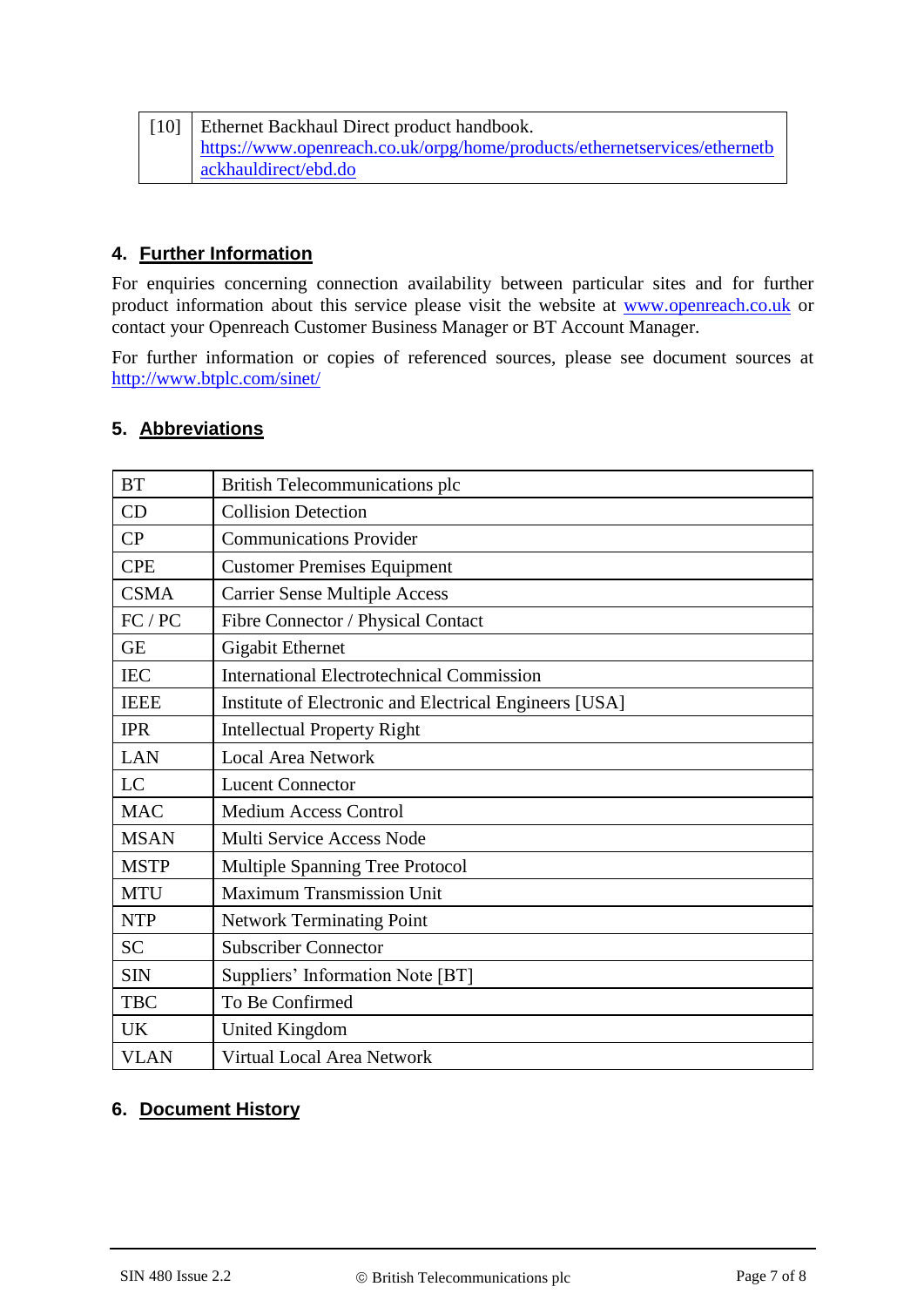| [10] | Ethernet Backhaul Direct product handbook. https://www.openreach.co.uk/orpg/home/products/ethernetservices/ethernetbackhauldirect/ebd.do |
|---|---|

## 4. Further Information

For enquiries concerning connection availability between particular sites and for further product information about this service please visit the website at www.openreach.co.uk or contact your Openreach Customer Business Manager or BT Account Manager.

For further information or copies of referenced sources, please see document sources at http://www.btplc.com/sinet/

## 5. Abbreviations

| BT | British Telecommunications plc |
|---|---|
| CD | Collision Detection |
| CP | Communications Provider |
| CPE | Customer Premises Equipment |
| CSMA | Carrier Sense Multiple Access |
| FC / PC | Fibre Connector / Physical Contact |
| GE | Gigabit Ethernet |
| IEC | International Electrotechnical Commission |
| IEEE | Institute of Electronic and Electrical Engineers [USA] |
| IPR | Intellectual Property Right |
| LAN | Local Area Network |
| LC | Lucent Connector |
| MAC | Medium Access Control |
| MSAN | Multi Service Access Node |
| MSTP | Multiple Spanning Tree Protocol |
| MTU | Maximum Transmission Unit |
| NTP | Network Terminating Point |
| SC | Subscriber Connector |
| SIN | Suppliers' Information Note [BT] |
| TBC | To Be Confirmed |
| UK | United Kingdom |
| VLAN | Virtual Local Area Network |

## 6. Document History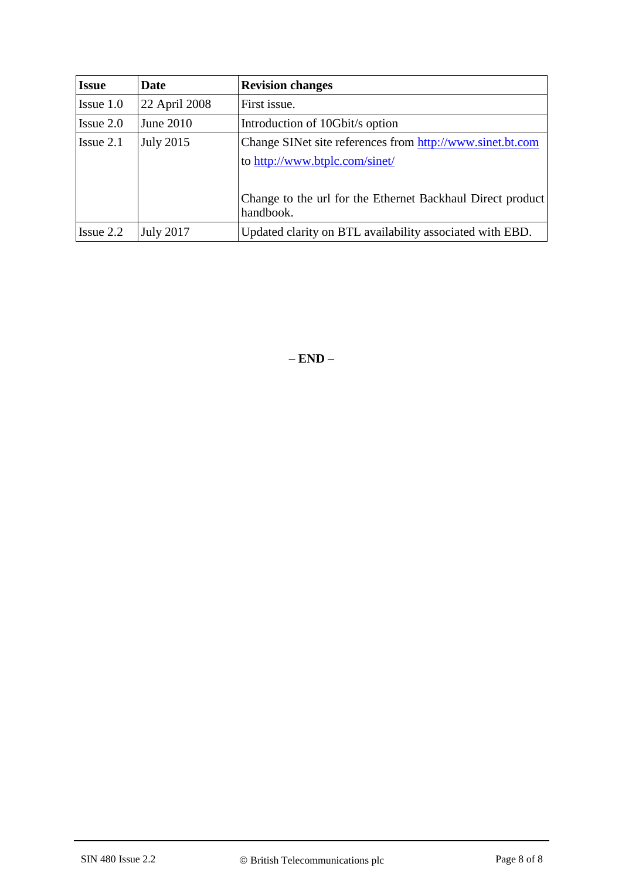| Issue | Date | Revision changes |
|---|---|---|
| Issue 1.0 | 22 April 2008 | First issue. |
| Issue 2.0 | June 2010 | Introduction of 10Gbit/s option |
| Issue 2.1 | July 2015 | Change SINet site references from http://www.sinet.bt.com to http://www.btplc.com/sinet/<br><br>Change to the url for the Ethernet Backhaul Direct product handbook. |
| Issue 2.2 | July 2017 | Updated clarity on BTL availability associated with EBD. |

**– END –**